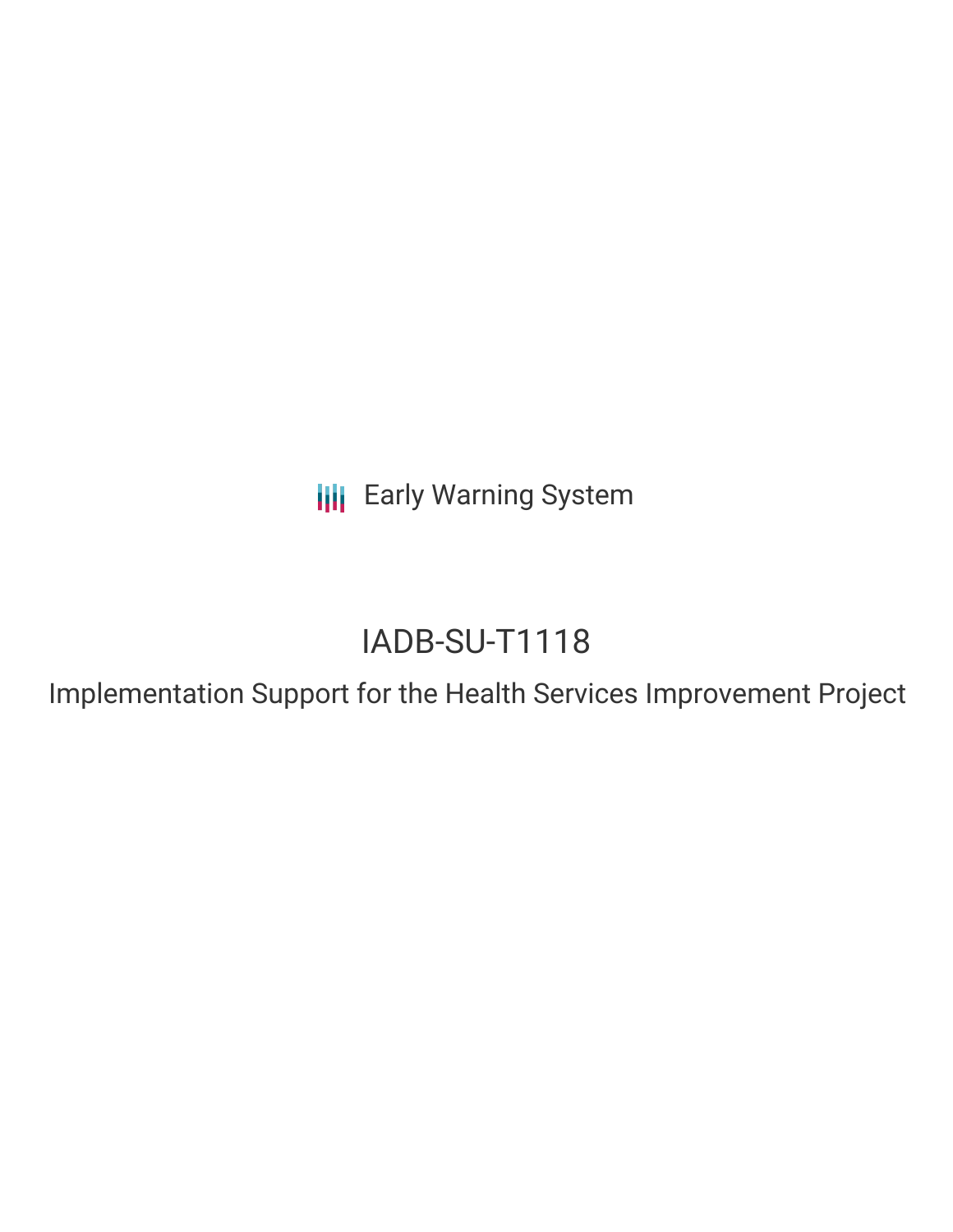Early Warning System

# IADB-SU-T1118

## Implementation Support for the Health Services Improvement Project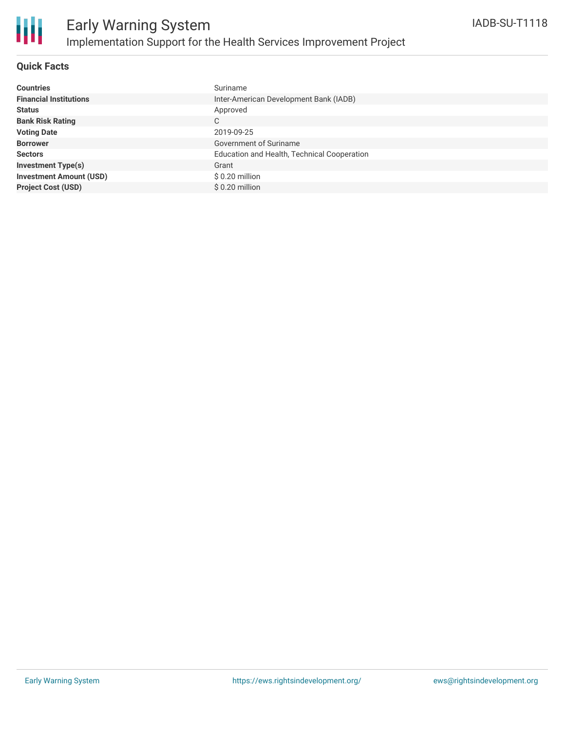# Early Warning System

## Implementation Support for the Health Services Improvement Project

IADB-SU-T1118

### Quick Facts

| | |
|---|---|
| **Countries** | Suriname |
| **Financial Institutions** | Inter-American Development Bank (IADB) |
| **Status** | Approved |
| **Bank Risk Rating** | C |
| **Voting Date** | 2019-09-25 |
| **Borrower** | Government of Suriname |
| **Sectors** | Education and Health, Technical Cooperation |
| **Investment Type(s)** | Grant |
| **Investment Amount (USD)** | $ 0.20 million |
| **Project Cost (USD)** | $ 0.20 million |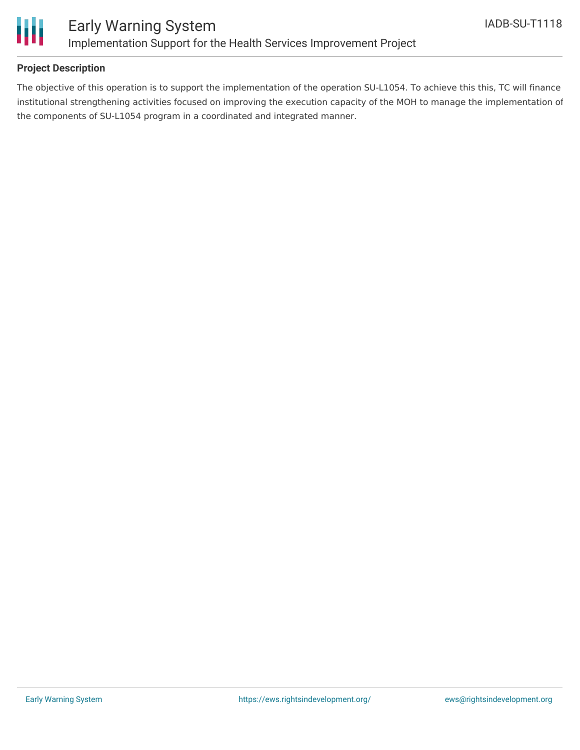**Project Description**

The objective of this operation is to support the implementation of the operation SU-L1054. To achieve this this, TC will finance institutional strengthening activities focused on improving the execution capacity of the MOH to manage the implementation of the components of SU-L1054 program in a coordinated and integrated manner.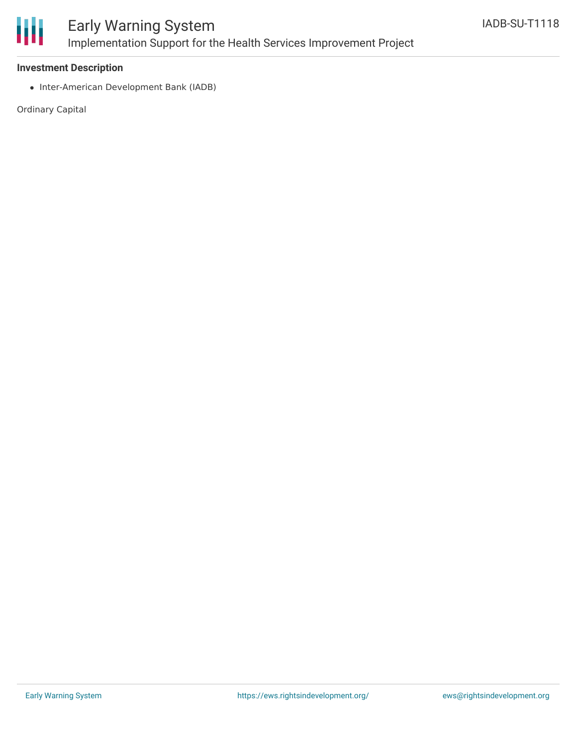**Investment Description**

- Inter-American Development Bank (IADB)

Ordinary Capital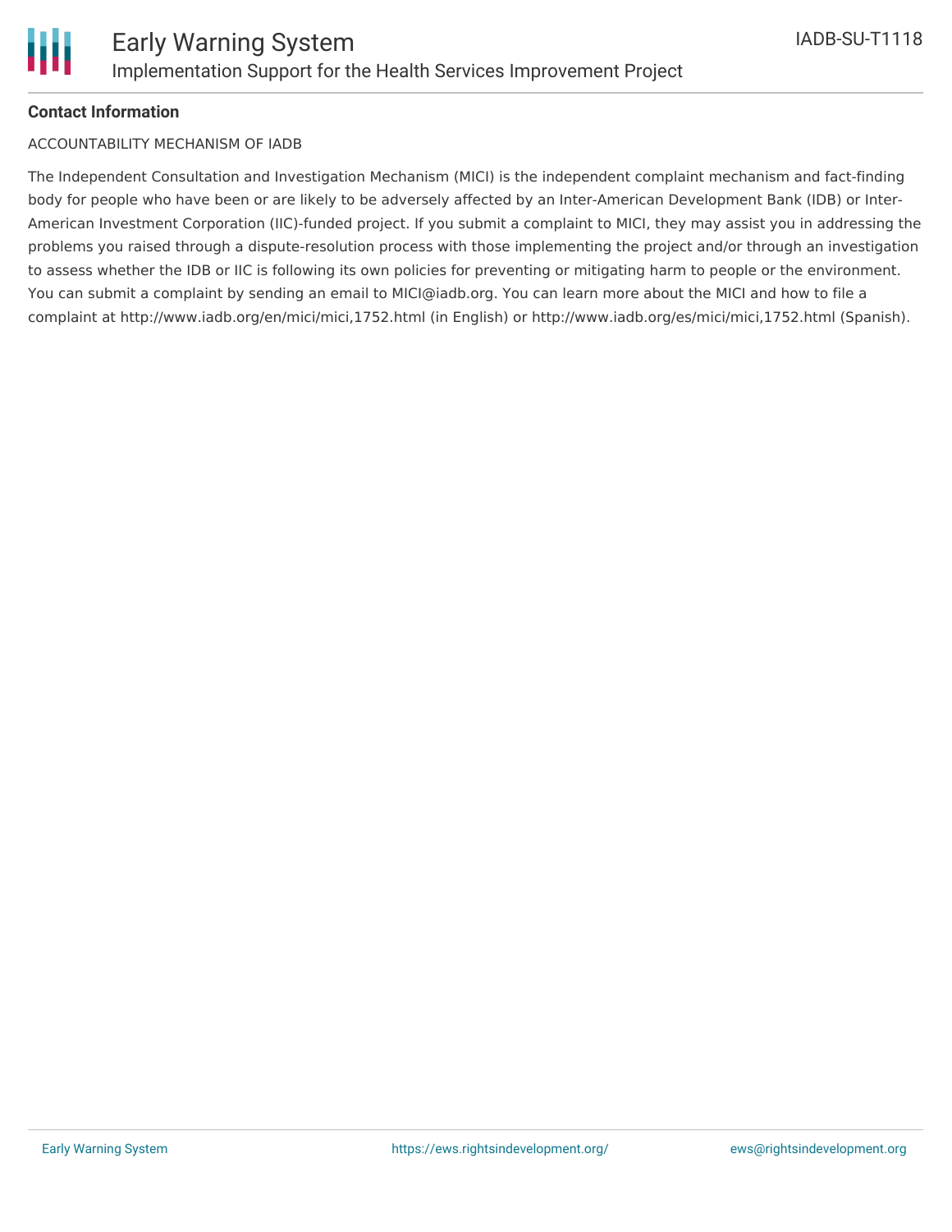**Contact Information**

ACCOUNTABILITY MECHANISM OF IADB

The Independent Consultation and Investigation Mechanism (MICI) is the independent complaint mechanism and fact-finding body for people who have been or are likely to be adversely affected by an Inter-American Development Bank (IDB) or Inter-American Investment Corporation (IIC)-funded project. If you submit a complaint to MICI, they may assist you in addressing the problems you raised through a dispute-resolution process with those implementing the project and/or through an investigation to assess whether the IDB or IIC is following its own policies for preventing or mitigating harm to people or the environment. You can submit a complaint by sending an email to MICI@iadb.org. You can learn more about the MICI and how to file a complaint at http://www.iadb.org/en/mici/mici,1752.html (in English) or http://www.iadb.org/es/mici/mici,1752.html (Spanish).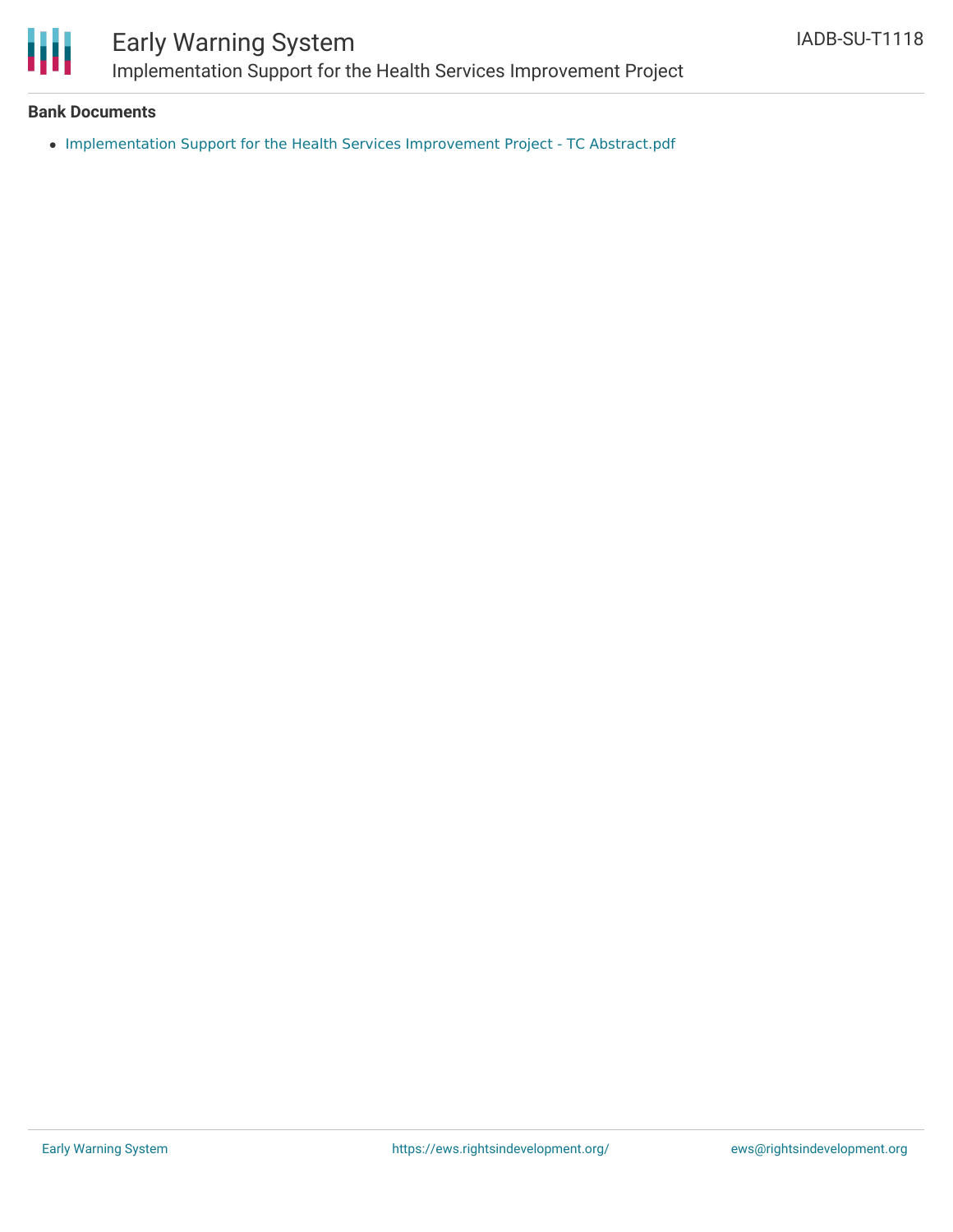**Bank Documents**

- Implementation Support for the Health Services Improvement Project - TC Abstract.pdf